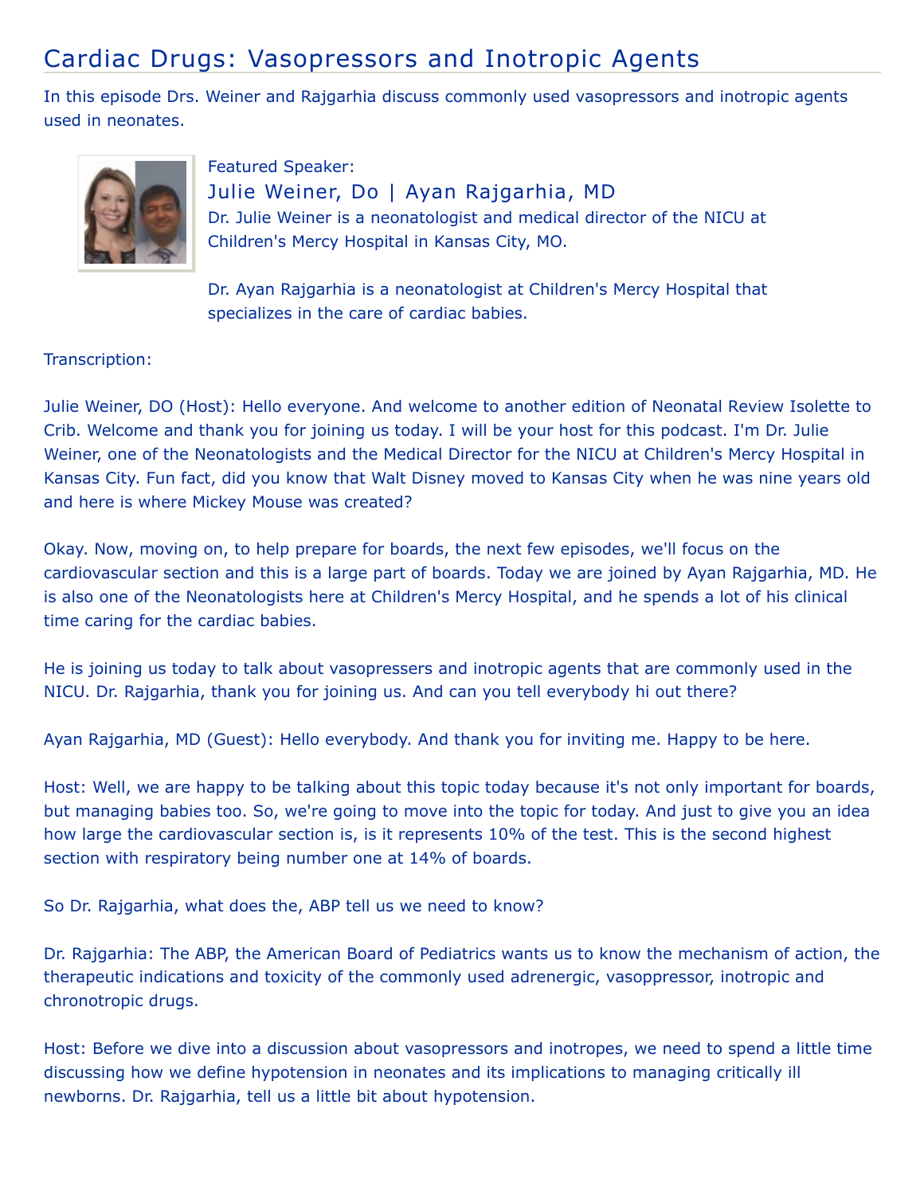# Cardiac Drugs: Vasopressors and Inotropic Agents

In this episode Drs. Weiner and Rajgarhia discuss commonly used vasopressors and inotropic agents used in neonates.

Featured Speaker:

## Julie Weiner, Do | Ayan Rajgarhia, MD

Dr. Julie Weiner is a neonatologist and medical director of the NICU at Children's Mercy Hospital in Kansas City, MO.

Dr. Ayan Rajgarhia is a neonatologist at Children's Mercy Hospital that specializes in the care of cardiac babies.

Transcription:

Julie Weiner, DO (Host): Hello everyone. And welcome to another edition of Neonatal Review Isolette to Crib. Welcome and thank you for joining us today. I will be your host for this podcast. I'm Dr. Julie Weiner, one of the Neonatologists and the Medical Director for the NICU at Children's Mercy Hospital in Kansas City. Fun fact, did you know that Walt Disney moved to Kansas City when he was nine years old and here is where Mickey Mouse was created?

Okay. Now, moving on, to help prepare for boards, the next few episodes, we'll focus on the cardiovascular section and this is a large part of boards. Today we are joined by Ayan Rajgarhia, MD. He is also one of the Neonatologists here at Children's Mercy Hospital, and he spends a lot of his clinical time caring for the cardiac babies.

He is joining us today to talk about vasopressers and inotropic agents that are commonly used in the NICU. Dr. Rajgarhia, thank you for joining us. And can you tell everybody hi out there?

Ayan Rajgarhia, MD (Guest): Hello everybody. And thank you for inviting me. Happy to be here.

Host: Well, we are happy to be talking about this topic today because it's not only important for boards, but managing babies too. So, we're going to move into the topic for today. And just to give you an idea how large the cardiovascular section is, is it represents 10% of the test. This is the second highest section with respiratory being number one at 14% of boards.

So Dr. Rajgarhia, what does the, ABP tell us we need to know?

Dr. Rajgarhia: The ABP, the American Board of Pediatrics wants us to know the mechanism of action, the therapeutic indications and toxicity of the commonly used adrenergic, vasoppressor, inotropic and chronotropic drugs.

Host: Before we dive into a discussion about vasopressors and inotropes, we need to spend a little time discussing how we define hypotension in neonates and its implications to managing critically ill newborns. Dr. Rajgarhia, tell us a little bit about hypotension.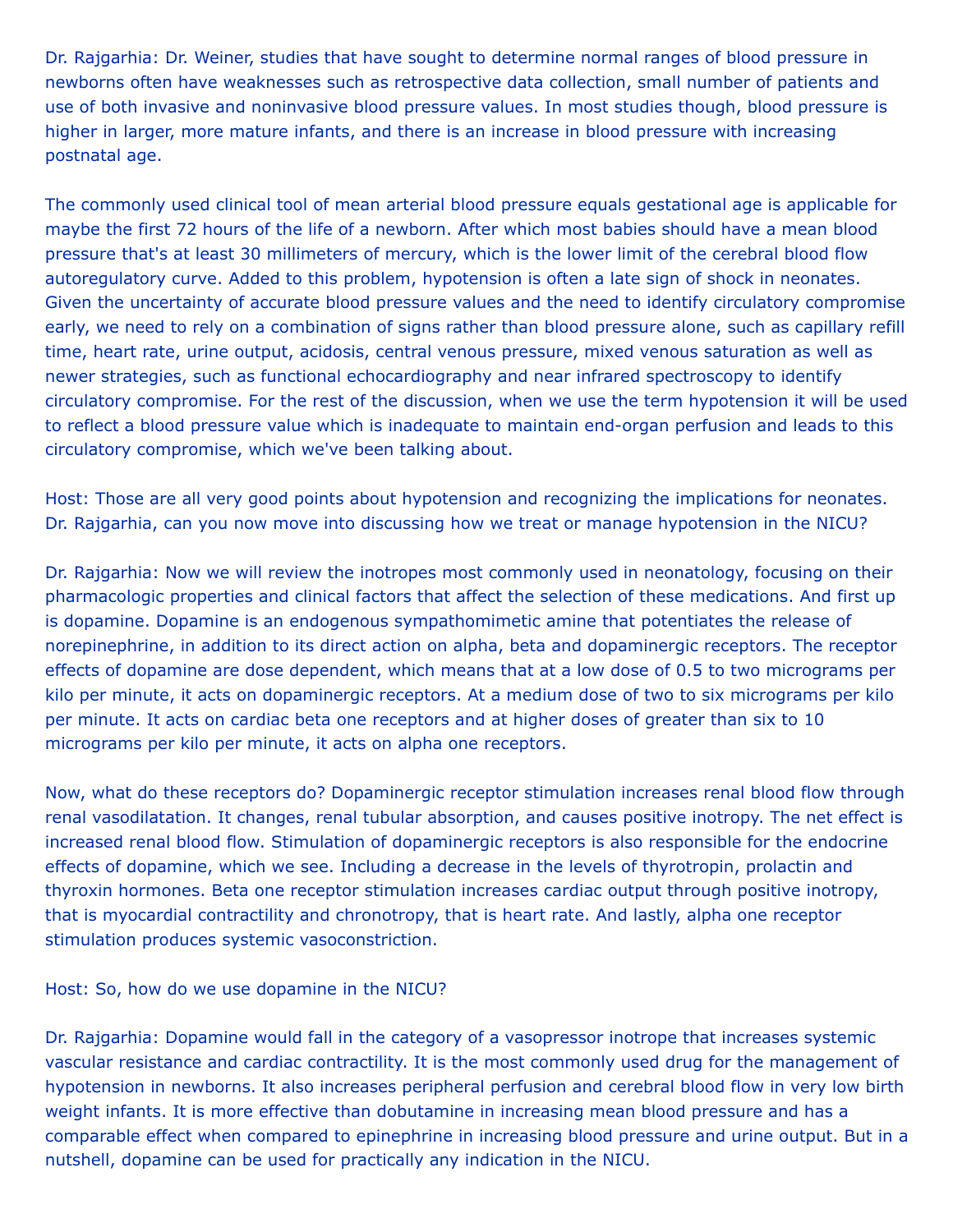Dr. Rajgarhia: Dr. Weiner, studies that have sought to determine normal ranges of blood pressure in newborns often have weaknesses such as retrospective data collection, small number of patients and use of both invasive and noninvasive blood pressure values. In most studies though, blood pressure is higher in larger, more mature infants, and there is an increase in blood pressure with increasing postnatal age.

The commonly used clinical tool of mean arterial blood pressure equals gestational age is applicable for maybe the first 72 hours of the life of a newborn. After which most babies should have a mean blood pressure that's at least 30 millimeters of mercury, which is the lower limit of the cerebral blood flow autoregulatory curve. Added to this problem, hypotension is often a late sign of shock in neonates. Given the uncertainty of accurate blood pressure values and the need to identify circulatory compromise early, we need to rely on a combination of signs rather than blood pressure alone, such as capillary refill time, heart rate, urine output, acidosis, central venous pressure, mixed venous saturation as well as newer strategies, such as functional echocardiography and near infrared spectroscopy to identify circulatory compromise. For the rest of the discussion, when we use the term hypotension it will be used to reflect a blood pressure value which is inadequate to maintain end-organ perfusion and leads to this circulatory compromise, which we've been talking about.

Host: Those are all very good points about hypotension and recognizing the implications for neonates. Dr. Rajgarhia, can you now move into discussing how we treat or manage hypotension in the NICU?

Dr. Rajgarhia: Now we will review the inotropes most commonly used in neonatology, focusing on their pharmacologic properties and clinical factors that affect the selection of these medications. And first up is dopamine. Dopamine is an endogenous sympathomimetic amine that potentiates the release of norepinephrine, in addition to its direct action on alpha, beta and dopaminergic receptors. The receptor effects of dopamine are dose dependent, which means that at a low dose of 0.5 to two micrograms per kilo per minute, it acts on dopaminergic receptors. At a medium dose of two to six micrograms per kilo per minute. It acts on cardiac beta one receptors and at higher doses of greater than six to 10 micrograms per kilo per minute, it acts on alpha one receptors.

Now, what do these receptors do? Dopaminergic receptor stimulation increases renal blood flow through renal vasodilatation. It changes, renal tubular absorption, and causes positive inotropy. The net effect is increased renal blood flow. Stimulation of dopaminergic receptors is also responsible for the endocrine effects of dopamine, which we see. Including a decrease in the levels of thyrotropin, prolactin and thyroxin hormones. Beta one receptor stimulation increases cardiac output through positive inotropy, that is myocardial contractility and chronotropy, that is heart rate. And lastly, alpha one receptor stimulation produces systemic vasoconstriction.

Host: So, how do we use dopamine in the NICU?

Dr. Rajgarhia: Dopamine would fall in the category of a vasopressor inotrope that increases systemic vascular resistance and cardiac contractility. It is the most commonly used drug for the management of hypotension in newborns. It also increases peripheral perfusion and cerebral blood flow in very low birth weight infants. It is more effective than dobutamine in increasing mean blood pressure and has a comparable effect when compared to epinephrine in increasing blood pressure and urine output. But in a nutshell, dopamine can be used for practically any indication in the NICU.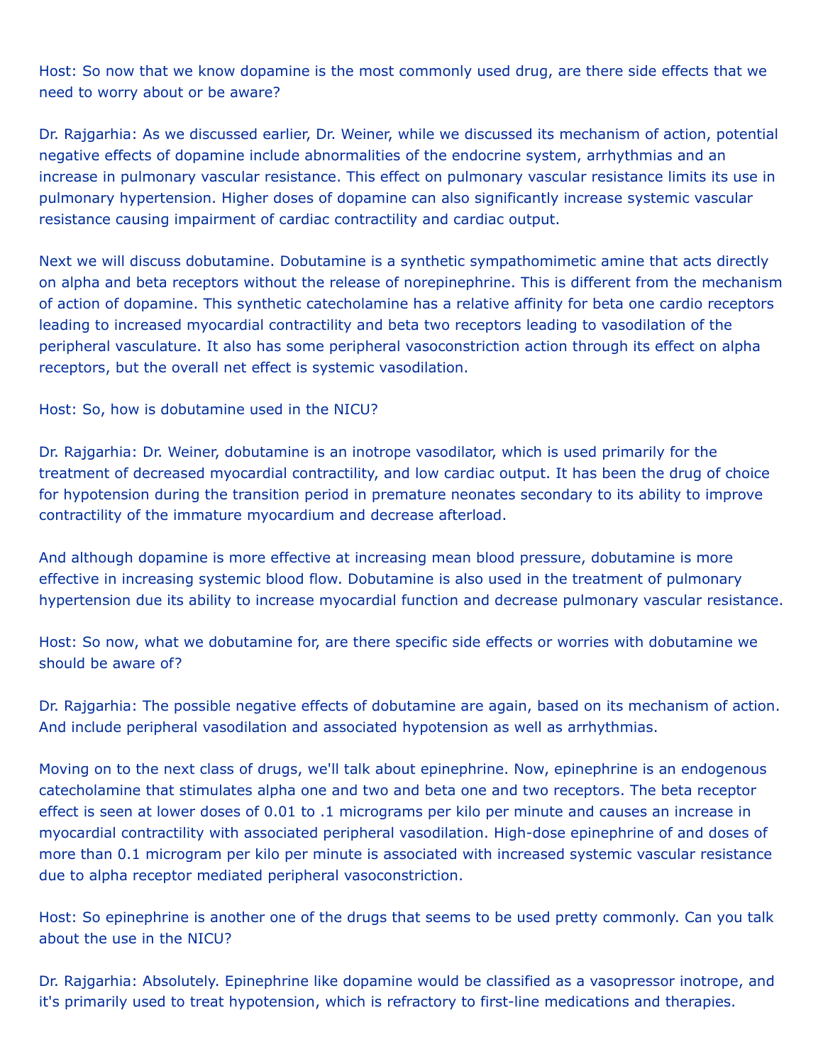Host: So now that we know dopamine is the most commonly used drug, are there side effects that we need to worry about or be aware?

Dr. Rajgarhia: As we discussed earlier, Dr. Weiner, while we discussed its mechanism of action, potential negative effects of dopamine include abnormalities of the endocrine system, arrhythmias and an increase in pulmonary vascular resistance. This effect on pulmonary vascular resistance limits its use in pulmonary hypertension. Higher doses of dopamine can also significantly increase systemic vascular resistance causing impairment of cardiac contractility and cardiac output.

Next we will discuss dobutamine. Dobutamine is a synthetic sympathomimetic amine that acts directly on alpha and beta receptors without the release of norepinephrine. This is different from the mechanism of action of dopamine. This synthetic catecholamine has a relative affinity for beta one cardio receptors leading to increased myocardial contractility and beta two receptors leading to vasodilation of the peripheral vasculature. It also has some peripheral vasoconstriction action through its effect on alpha receptors, but the overall net effect is systemic vasodilation.

Host: So, how is dobutamine used in the NICU?

Dr. Rajgarhia: Dr. Weiner, dobutamine is an inotrope vasodilator, which is used primarily for the treatment of decreased myocardial contractility, and low cardiac output. It has been the drug of choice for hypotension during the transition period in premature neonates secondary to its ability to improve contractility of the immature myocardium and decrease afterload.

And although dopamine is more effective at increasing mean blood pressure, dobutamine is more effective in increasing systemic blood flow. Dobutamine is also used in the treatment of pulmonary hypertension due its ability to increase myocardial function and decrease pulmonary vascular resistance.

Host: So now, what we dobutamine for, are there specific side effects or worries with dobutamine we should be aware of?

Dr. Rajgarhia: The possible negative effects of dobutamine are again, based on its mechanism of action. And include peripheral vasodilation and associated hypotension as well as arrhythmias.

Moving on to the next class of drugs, we'll talk about epinephrine. Now, epinephrine is an endogenous catecholamine that stimulates alpha one and two and beta one and two receptors. The beta receptor effect is seen at lower doses of 0.01 to .1 micrograms per kilo per minute and causes an increase in myocardial contractility with associated peripheral vasodilation. High-dose epinephrine of and doses of more than 0.1 microgram per kilo per minute is associated with increased systemic vascular resistance due to alpha receptor mediated peripheral vasoconstriction.

Host: So epinephrine is another one of the drugs that seems to be used pretty commonly. Can you talk about the use in the NICU?

Dr. Rajgarhia: Absolutely. Epinephrine like dopamine would be classified as a vasopressor inotrope, and it's primarily used to treat hypotension, which is refractory to first-line medications and therapies.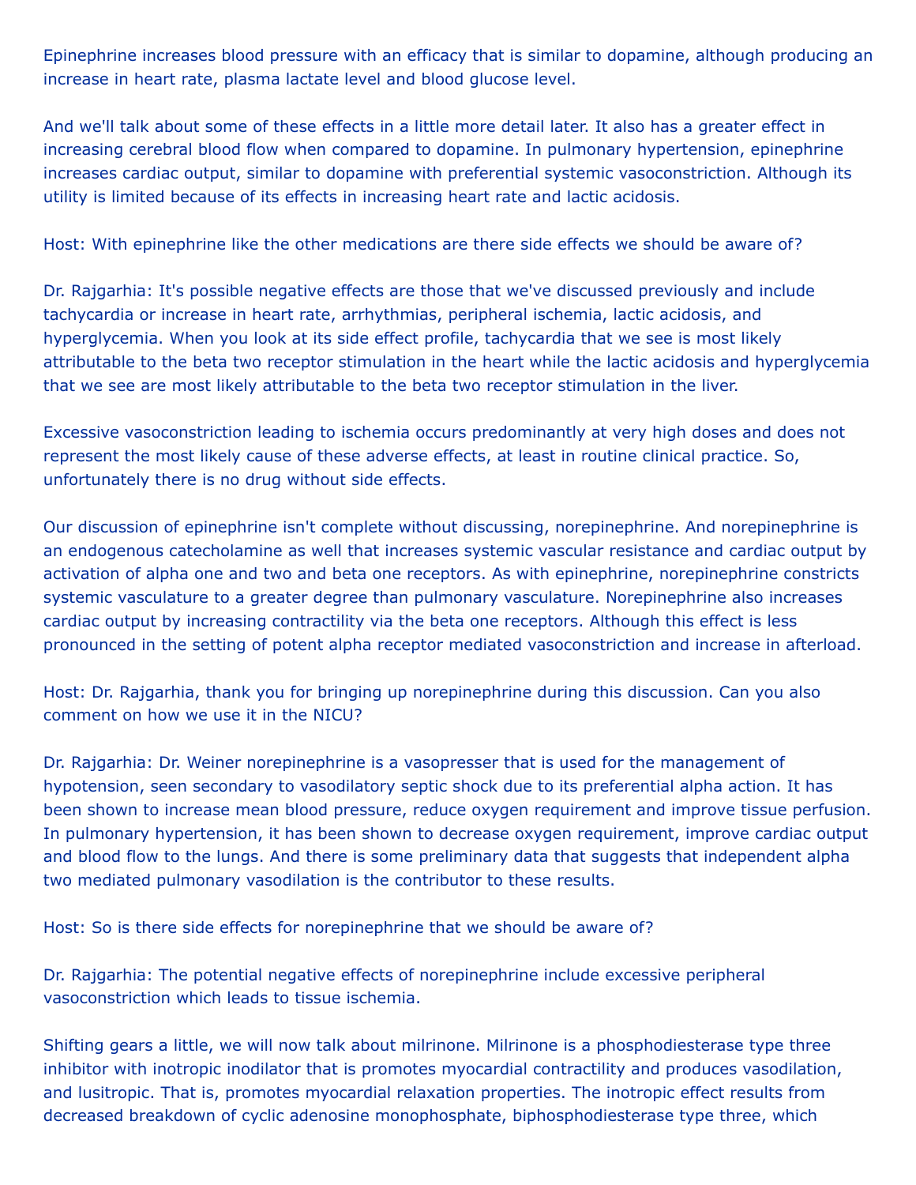Epinephrine increases blood pressure with an efficacy that is similar to dopamine, although producing an increase in heart rate, plasma lactate level and blood glucose level.

And we'll talk about some of these effects in a little more detail later. It also has a greater effect in increasing cerebral blood flow when compared to dopamine. In pulmonary hypertension, epinephrine increases cardiac output, similar to dopamine with preferential systemic vasoconstriction. Although its utility is limited because of its effects in increasing heart rate and lactic acidosis.

Host: With epinephrine like the other medications are there side effects we should be aware of?

Dr. Rajgarhia: It's possible negative effects are those that we've discussed previously and include tachycardia or increase in heart rate, arrhythmias, peripheral ischemia, lactic acidosis, and hyperglycemia. When you look at its side effect profile, tachycardia that we see is most likely attributable to the beta two receptor stimulation in the heart while the lactic acidosis and hyperglycemia that we see are most likely attributable to the beta two receptor stimulation in the liver.

Excessive vasoconstriction leading to ischemia occurs predominantly at very high doses and does not represent the most likely cause of these adverse effects, at least in routine clinical practice. So, unfortunately there is no drug without side effects.

Our discussion of epinephrine isn't complete without discussing, norepinephrine. And norepinephrine is an endogenous catecholamine as well that increases systemic vascular resistance and cardiac output by activation of alpha one and two and beta one receptors. As with epinephrine, norepinephrine constricts systemic vasculature to a greater degree than pulmonary vasculature. Norepinephrine also increases cardiac output by increasing contractility via the beta one receptors. Although this effect is less pronounced in the setting of potent alpha receptor mediated vasoconstriction and increase in afterload.

Host: Dr. Rajgarhia, thank you for bringing up norepinephrine during this discussion. Can you also comment on how we use it in the NICU?

Dr. Rajgarhia: Dr. Weiner norepinephrine is a vasopresser that is used for the management of hypotension, seen secondary to vasodilatory septic shock due to its preferential alpha action. It has been shown to increase mean blood pressure, reduce oxygen requirement and improve tissue perfusion. In pulmonary hypertension, it has been shown to decrease oxygen requirement, improve cardiac output and blood flow to the lungs. And there is some preliminary data that suggests that independent alpha two mediated pulmonary vasodilation is the contributor to these results.

Host: So is there side effects for norepinephrine that we should be aware of?

Dr. Rajgarhia: The potential negative effects of norepinephrine include excessive peripheral vasoconstriction which leads to tissue ischemia.

Shifting gears a little, we will now talk about milrinone. Milrinone is a phosphodiesterase type three inhibitor with inotropic inodilator that is promotes myocardial contractility and produces vasodilation, and lusitropic. That is, promotes myocardial relaxation properties. The inotropic effect results from decreased breakdown of cyclic adenosine monophosphate, biphosphodiesterase type three, which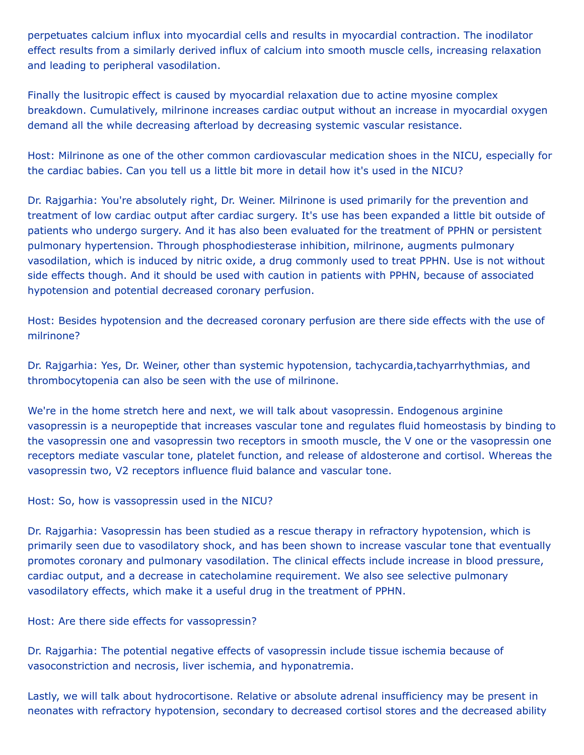perpetuates calcium influx into myocardial cells and results in myocardial contraction. The inodilator effect results from a similarly derived influx of calcium into smooth muscle cells, increasing relaxation and leading to peripheral vasodilation.

Finally the lusitropic effect is caused by myocardial relaxation due to actine myosine complex breakdown. Cumulatively, milrinone increases cardiac output without an increase in myocardial oxygen demand all the while decreasing afterload by decreasing systemic vascular resistance.

Host: Milrinone as one of the other common cardiovascular medication shoes in the NICU, especially for the cardiac babies. Can you tell us a little bit more in detail how it's used in the NICU?

Dr. Rajgarhia: You're absolutely right, Dr. Weiner. Milrinone is used primarily for the prevention and treatment of low cardiac output after cardiac surgery. It's use has been expanded a little bit outside of patients who undergo surgery. And it has also been evaluated for the treatment of PPHN or persistent pulmonary hypertension. Through phosphodiesterase inhibition, milrinone, augments pulmonary vasodilation, which is induced by nitric oxide, a drug commonly used to treat PPHN. Use is not without side effects though. And it should be used with caution in patients with PPHN, because of associated hypotension and potential decreased coronary perfusion.

Host: Besides hypotension and the decreased coronary perfusion are there side effects with the use of milrinone?

Dr. Rajgarhia: Yes, Dr. Weiner, other than systemic hypotension, tachycardia,tachyarrhythmias, and thrombocytopenia can also be seen with the use of milrinone.

We're in the home stretch here and next, we will talk about vasopressin. Endogenous arginine vasopressin is a neuropeptide that increases vascular tone and regulates fluid homeostasis by binding to the vasopressin one and vasopressin two receptors in smooth muscle, the V one or the vasopressin one receptors mediate vascular tone, platelet function, and release of aldosterone and cortisol. Whereas the vasopressin two, V2 receptors influence fluid balance and vascular tone.

Host: So, how is vassopressin used in the NICU?

Dr. Rajgarhia: Vasopressin has been studied as a rescue therapy in refractory hypotension, which is primarily seen due to vasodilatory shock, and has been shown to increase vascular tone that eventually promotes coronary and pulmonary vasodilation. The clinical effects include increase in blood pressure, cardiac output, and a decrease in catecholamine requirement. We also see selective pulmonary vasodilatory effects, which make it a useful drug in the treatment of PPHN.

Host: Are there side effects for vassopressin?

Dr. Rajgarhia: The potential negative effects of vasopressin include tissue ischemia because of vasoconstriction and necrosis, liver ischemia, and hyponatremia.

Lastly, we will talk about hydrocortisone. Relative or absolute adrenal insufficiency may be present in neonates with refractory hypotension, secondary to decreased cortisol stores and the decreased ability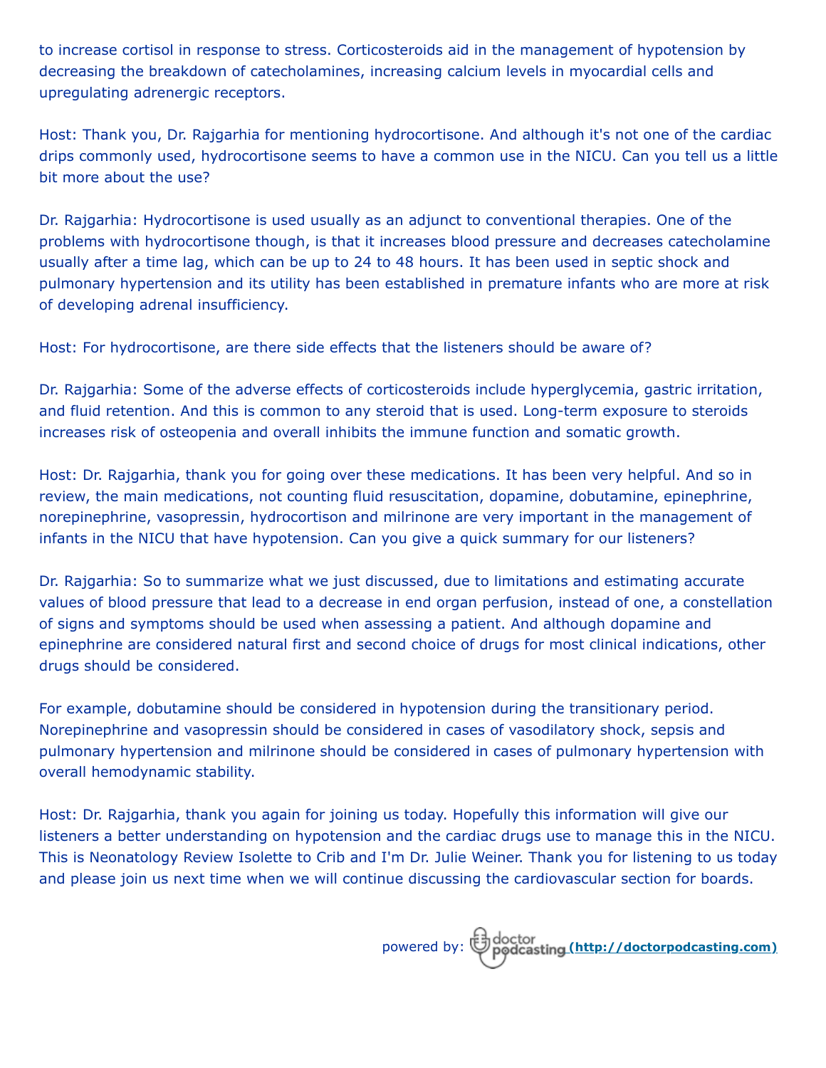to increase cortisol in response to stress. Corticosteroids aid in the management of hypotension by decreasing the breakdown of catecholamines, increasing calcium levels in myocardial cells and upregulating adrenergic receptors.

Host: Thank you, Dr. Rajgarhia for mentioning hydrocortisone. And although it's not one of the cardiac drips commonly used, hydrocortisone seems to have a common use in the NICU. Can you tell us a little bit more about the use?

Dr. Rajgarhia: Hydrocortisone is used usually as an adjunct to conventional therapies. One of the problems with hydrocortisone though, is that it increases blood pressure and decreases catecholamine usually after a time lag, which can be up to 24 to 48 hours. It has been used in septic shock and pulmonary hypertension and its utility has been established in premature infants who are more at risk of developing adrenal insufficiency.

Host: For hydrocortisone, are there side effects that the listeners should be aware of?

Dr. Rajgarhia: Some of the adverse effects of corticosteroids include hyperglycemia, gastric irritation, and fluid retention. And this is common to any steroid that is used. Long-term exposure to steroids increases risk of osteopenia and overall inhibits the immune function and somatic growth.

Host: Dr. Rajgarhia, thank you for going over these medications. It has been very helpful. And so in review, the main medications, not counting fluid resuscitation, dopamine, dobutamine, epinephrine, norepinephrine, vasopressin, hydrocortison and milrinone are very important in the management of infants in the NICU that have hypotension. Can you give a quick summary for our listeners?

Dr. Rajgarhia: So to summarize what we just discussed, due to limitations and estimating accurate values of blood pressure that lead to a decrease in end organ perfusion, instead of one, a constellation of signs and symptoms should be used when assessing a patient. And although dopamine and epinephrine are considered natural first and second choice of drugs for most clinical indications, other drugs should be considered.

For example, dobutamine should be considered in hypotension during the transitionary period. Norepinephrine and vasopressin should be considered in cases of vasodilatory shock, sepsis and pulmonary hypertension and milrinone should be considered in cases of pulmonary hypertension with overall hemodynamic stability.

Host: Dr. Rajgarhia, thank you again for joining us today. Hopefully this information will give our listeners a better understanding on hypotension and the cardiac drugs use to manage this in the NICU. This is Neonatology Review Isolette to Crib and I'm Dr. Julie Weiner. Thank you for listening to us today and please join us next time when we will continue discussing the cardiovascular section for boards.

powered by: doctor podcasting (http://doctorpodcasting.com)